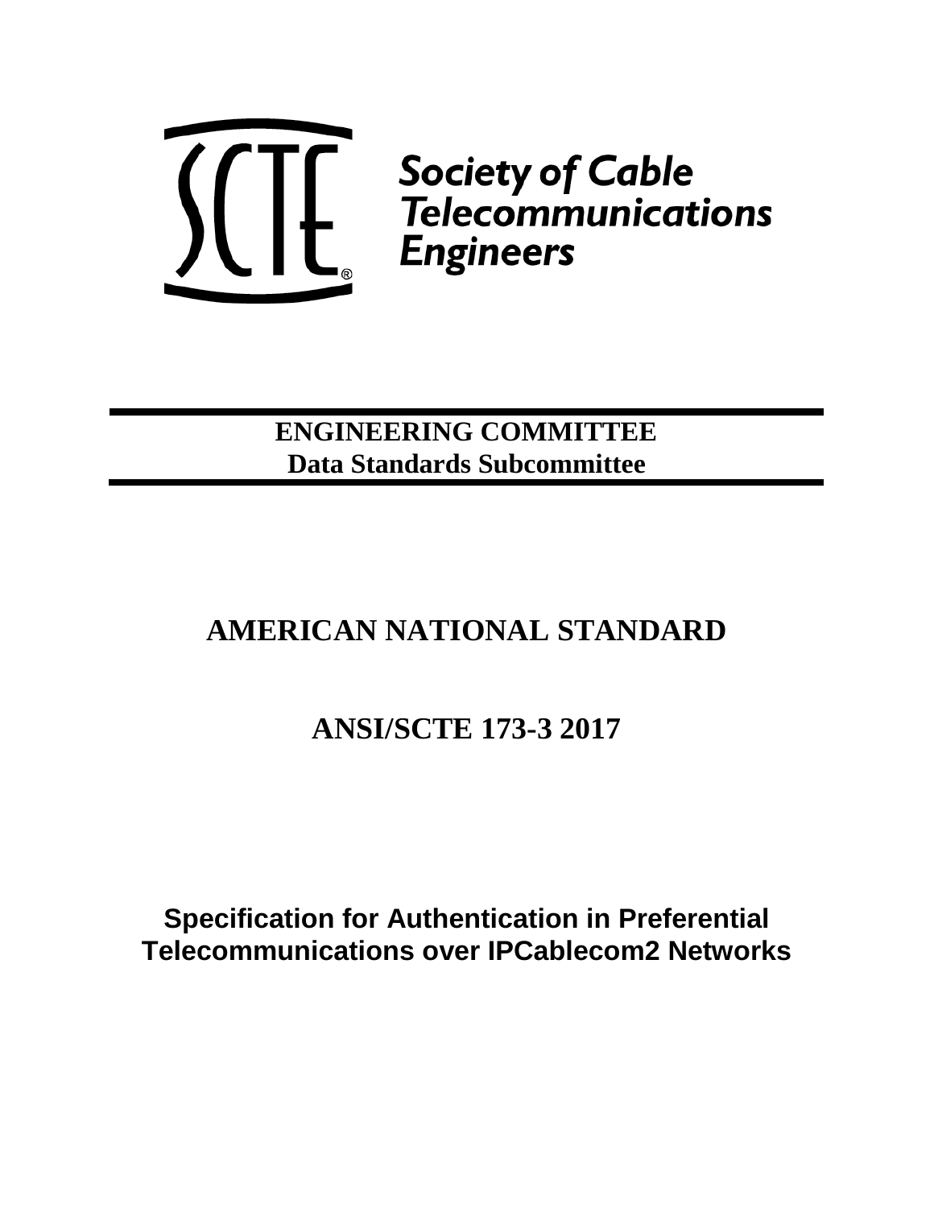Society of Cable Telecommunications Engineers

**ENGINEERING COMMITTEE**
**Data Standards Subcommittee**

# AMERICAN NATIONAL STANDARD

# ANSI/SCTE 173-3 2017

## Specification for Authentication in Preferential Telecommunications over IPCablecom2 Networks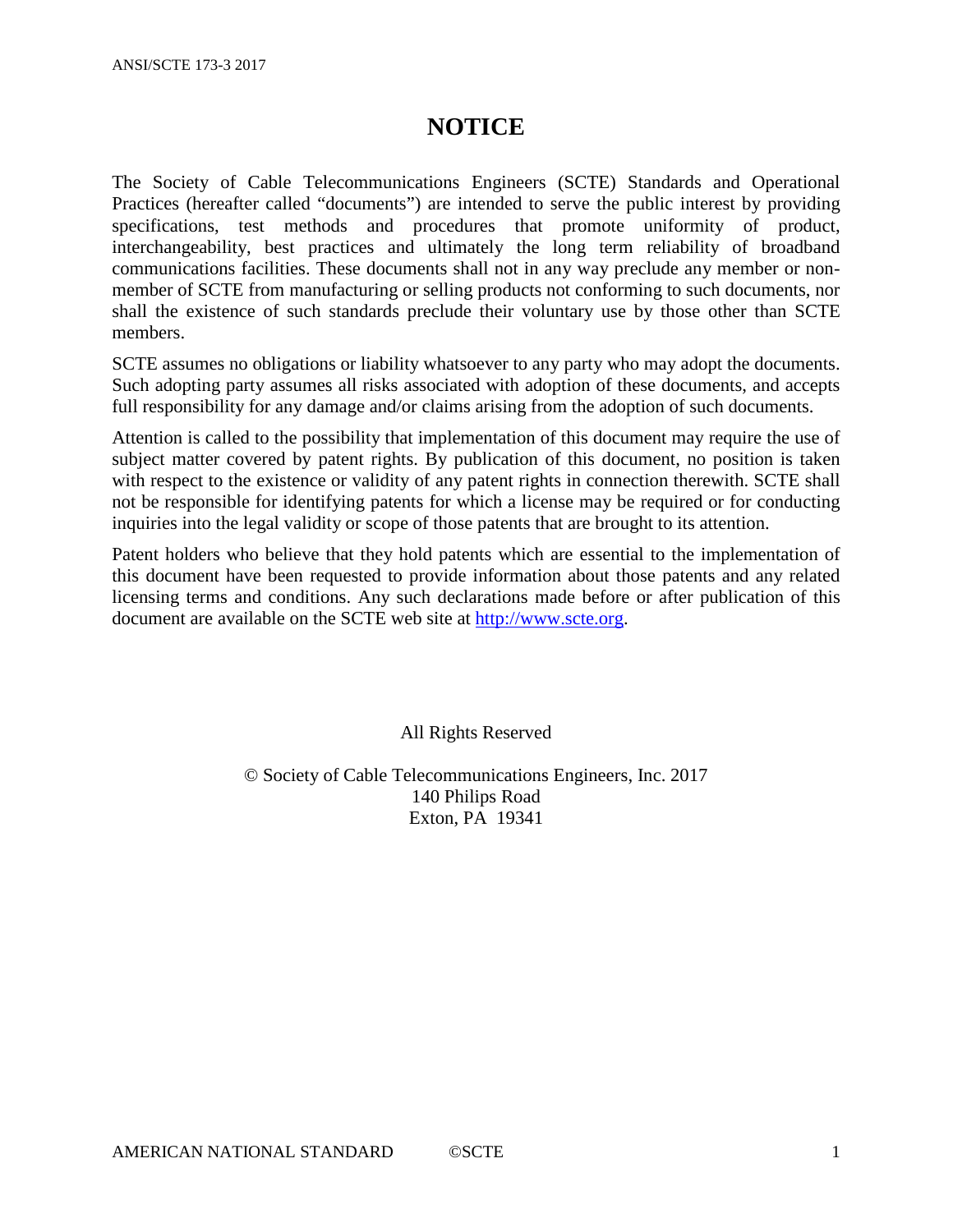# NOTICE

The Society of Cable Telecommunications Engineers (SCTE) Standards and Operational Practices (hereafter called "documents") are intended to serve the public interest by providing specifications, test methods and procedures that promote uniformity of product, interchangeability, best practices and ultimately the long term reliability of broadband communications facilities. These documents shall not in any way preclude any member or non-member of SCTE from manufacturing or selling products not conforming to such documents, nor shall the existence of such standards preclude their voluntary use by those other than SCTE members.

SCTE assumes no obligations or liability whatsoever to any party who may adopt the documents. Such adopting party assumes all risks associated with adoption of these documents, and accepts full responsibility for any damage and/or claims arising from the adoption of such documents.

Attention is called to the possibility that implementation of this document may require the use of subject matter covered by patent rights. By publication of this document, no position is taken with respect to the existence or validity of any patent rights in connection therewith. SCTE shall not be responsible for identifying patents for which a license may be required or for conducting inquiries into the legal validity or scope of those patents that are brought to its attention.

Patent holders who believe that they hold patents which are essential to the implementation of this document have been requested to provide information about those patents and any related licensing terms and conditions. Any such declarations made before or after publication of this document are available on the SCTE web site at http://www.scte.org.

All Rights Reserved

© Society of Cable Telecommunications Engineers, Inc. 2017
140 Philips Road
Exton, PA 19341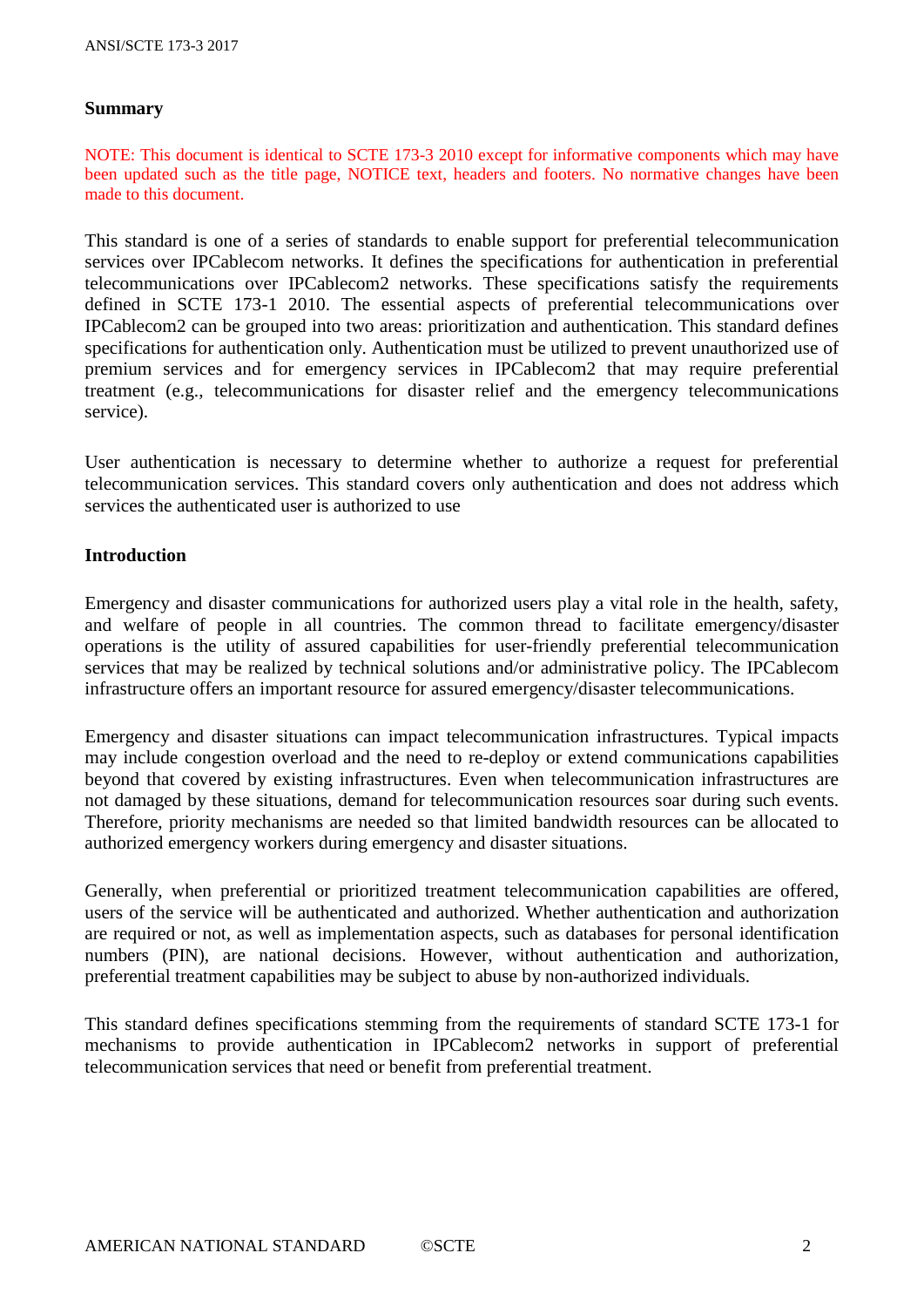## Summary

NOTE: This document is identical to SCTE 173-3 2010 except for informative components which may have been updated such as the title page, NOTICE text, headers and footers. No normative changes have been made to this document.

This standard is one of a series of standards to enable support for preferential telecommunication services over IPCablecom networks. It defines the specifications for authentication in preferential telecommunications over IPCablecom2 networks. These specifications satisfy the requirements defined in SCTE 173-1 2010. The essential aspects of preferential telecommunications over IPCablecom2 can be grouped into two areas: prioritization and authentication. This standard defines specifications for authentication only. Authentication must be utilized to prevent unauthorized use of premium services and for emergency services in IPCablecom2 that may require preferential treatment (e.g., telecommunications for disaster relief and the emergency telecommunications service).

User authentication is necessary to determine whether to authorize a request for preferential telecommunication services. This standard covers only authentication and does not address which services the authenticated user is authorized to use

## Introduction

Emergency and disaster communications for authorized users play a vital role in the health, safety, and welfare of people in all countries. The common thread to facilitate emergency/disaster operations is the utility of assured capabilities for user-friendly preferential telecommunication services that may be realized by technical solutions and/or administrative policy. The IPCablecom infrastructure offers an important resource for assured emergency/disaster telecommunications.

Emergency and disaster situations can impact telecommunication infrastructures. Typical impacts may include congestion overload and the need to re-deploy or extend communications capabilities beyond that covered by existing infrastructures. Even when telecommunication infrastructures are not damaged by these situations, demand for telecommunication resources soar during such events. Therefore, priority mechanisms are needed so that limited bandwidth resources can be allocated to authorized emergency workers during emergency and disaster situations.

Generally, when preferential or prioritized treatment telecommunication capabilities are offered, users of the service will be authenticated and authorized. Whether authentication and authorization are required or not, as well as implementation aspects, such as databases for personal identification numbers (PIN), are national decisions. However, without authentication and authorization, preferential treatment capabilities may be subject to abuse by non-authorized individuals.

This standard defines specifications stemming from the requirements of standard SCTE 173-1 for mechanisms to provide authentication in IPCablecom2 networks in support of preferential telecommunication services that need or benefit from preferential treatment.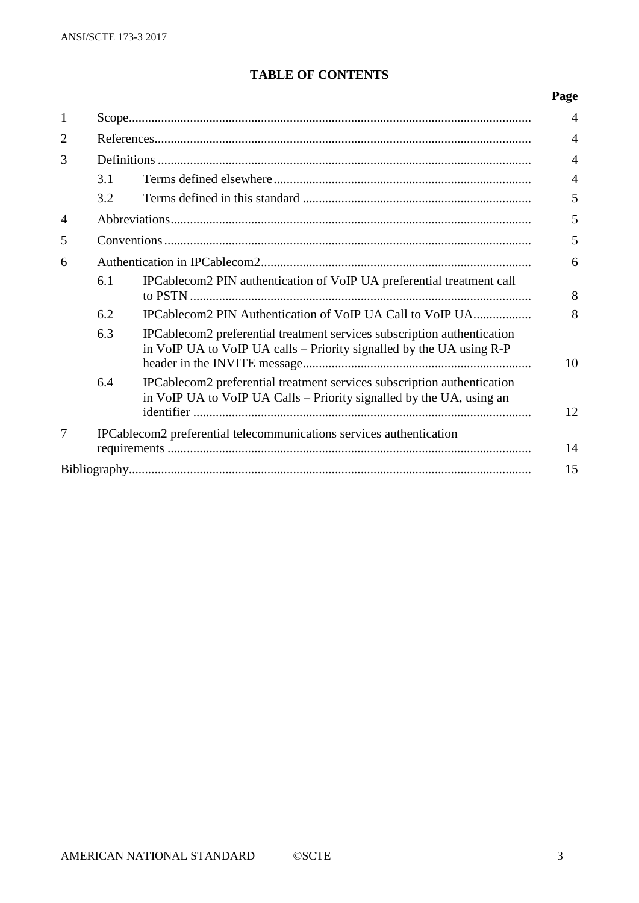**TABLE OF CONTENTS**

| | | Page |
|---|---|---|
| 1 | Scope | 4 |
| 2 | References | 4 |
| 3 | Definitions | 4 |
| | 3.1 Terms defined elsewhere | 4 |
| | 3.2 Terms defined in this standard | 5 |
| 4 | Abbreviations | 5 |
| 5 | Conventions | 5 |
| 6 | Authentication in IPCablecom2 | 6 |
| | 6.1 IPCablecom2 PIN authentication of VoIP UA preferential treatment call to PSTN | 8 |
| | 6.2 IPCablecom2 PIN Authentication of VoIP UA Call to VoIP UA | 8 |
| | 6.3 IPCablecom2 preferential treatment services subscription authentication in VoIP UA to VoIP UA calls – Priority signalled by the UA using R-P header in the INVITE message | 10 |
| | 6.4 IPCablecom2 preferential treatment services subscription authentication in VoIP UA to VoIP UA Calls – Priority signalled by the UA, using an identifier | 12 |
| 7 | IPCablecom2 preferential telecommunications services authentication requirements | 14 |
| Bibliography | | 15 |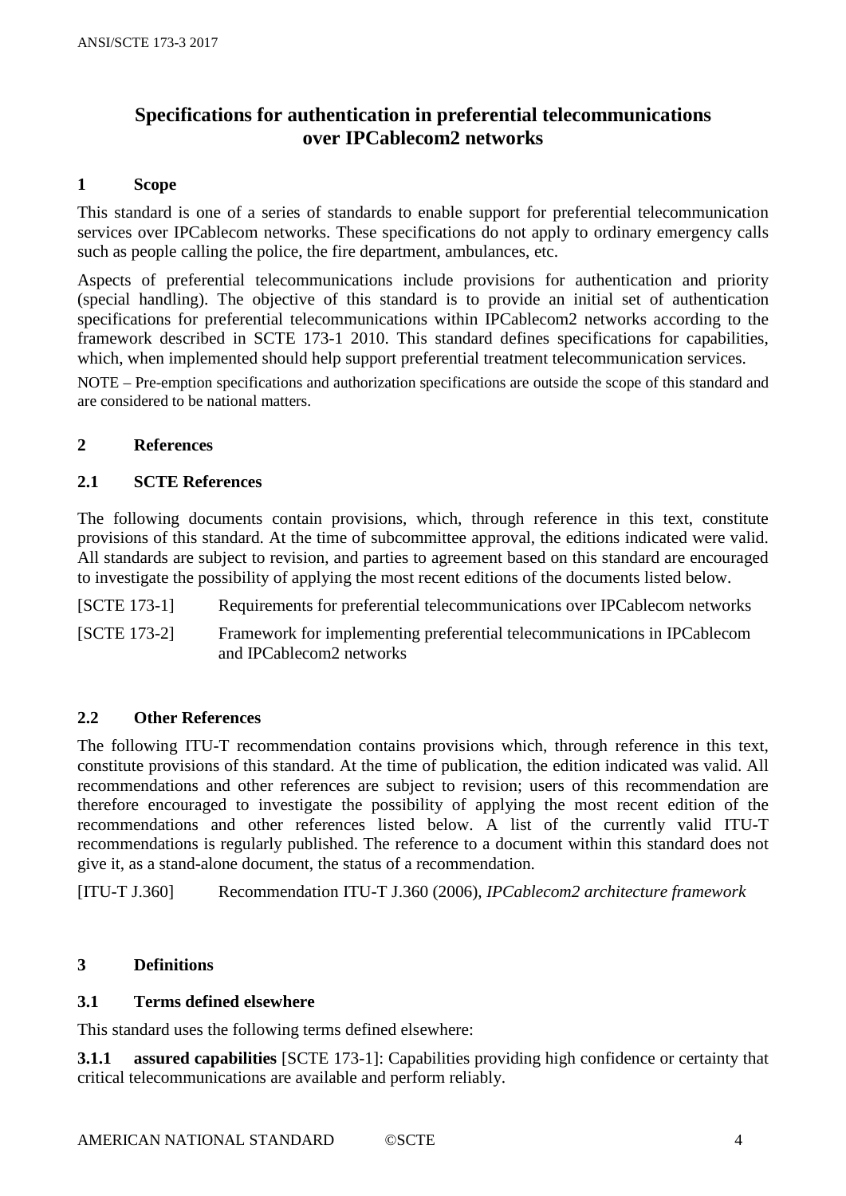# Specifications for authentication in preferential telecommunications over IPCablecom2 networks

## 1 Scope

This standard is one of a series of standards to enable support for preferential telecommunication services over IPCablecom networks. These specifications do not apply to ordinary emergency calls such as people calling the police, the fire department, ambulances, etc.

Aspects of preferential telecommunications include provisions for authentication and priority (special handling). The objective of this standard is to provide an initial set of authentication specifications for preferential telecommunications within IPCablecom2 networks according to the framework described in SCTE 173-1 2010. This standard defines specifications for capabilities, which, when implemented should help support preferential treatment telecommunication services.

NOTE – Pre-emption specifications and authorization specifications are outside the scope of this standard and are considered to be national matters.

## 2 References

### 2.1 SCTE References

The following documents contain provisions, which, through reference in this text, constitute provisions of this standard. At the time of subcommittee approval, the editions indicated were valid. All standards are subject to revision, and parties to agreement based on this standard are encouraged to investigate the possibility of applying the most recent editions of the documents listed below.

[SCTE 173-1] Requirements for preferential telecommunications over IPCablecom networks

[SCTE 173-2] Framework for implementing preferential telecommunications in IPCablecom and IPCablecom2 networks

### 2.2 Other References

The following ITU-T recommendation contains provisions which, through reference in this text, constitute provisions of this standard. At the time of publication, the edition indicated was valid. All recommendations and other references are subject to revision; users of this recommendation are therefore encouraged to investigate the possibility of applying the most recent edition of the recommendations and other references listed below. A list of the currently valid ITU-T recommendations is regularly published. The reference to a document within this standard does not give it, as a stand-alone document, the status of a recommendation.

[ITU-T J.360] Recommendation ITU-T J.360 (2006), *IPCablecom2 architecture framework*

## 3 Definitions

### 3.1 Terms defined elsewhere

This standard uses the following terms defined elsewhere:

**3.1.1 assured capabilities** [SCTE 173-1]: Capabilities providing high confidence or certainty that critical telecommunications are available and perform reliably.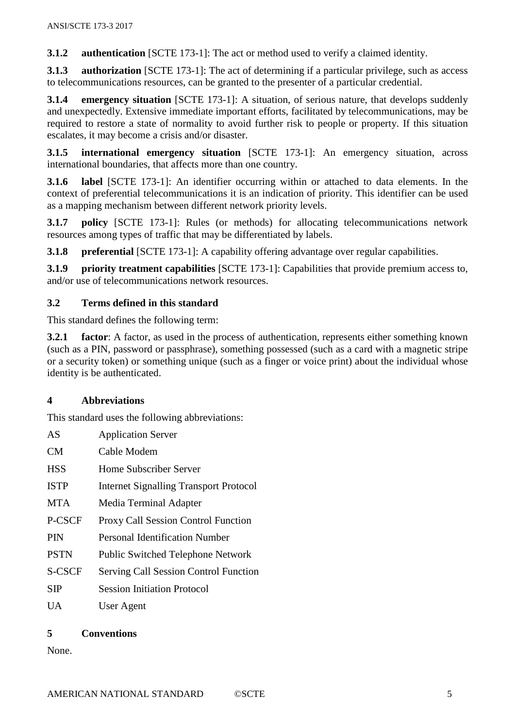**3.1.2 authentication** [SCTE 173-1]: The act or method used to verify a claimed identity.

**3.1.3 authorization** [SCTE 173-1]: The act of determining if a particular privilege, such as access to telecommunications resources, can be granted to the presenter of a particular credential.

**3.1.4 emergency situation** [SCTE 173-1]: A situation, of serious nature, that develops suddenly and unexpectedly. Extensive immediate important efforts, facilitated by telecommunications, may be required to restore a state of normality to avoid further risk to people or property. If this situation escalates, it may become a crisis and/or disaster.

**3.1.5 international emergency situation** [SCTE 173-1]: An emergency situation, across international boundaries, that affects more than one country.

**3.1.6 label** [SCTE 173-1]: An identifier occurring within or attached to data elements. In the context of preferential telecommunications it is an indication of priority. This identifier can be used as a mapping mechanism between different network priority levels.

**3.1.7 policy** [SCTE 173-1]: Rules (or methods) for allocating telecommunications network resources among types of traffic that may be differentiated by labels.

**3.1.8 preferential** [SCTE 173-1]: A capability offering advantage over regular capabilities.

**3.1.9 priority treatment capabilities** [SCTE 173-1]: Capabilities that provide premium access to, and/or use of telecommunications network resources.

### 3.2 Terms defined in this standard

This standard defines the following term:

**3.2.1 factor**: A factor, as used in the process of authentication, represents either something known (such as a PIN, password or passphrase), something possessed (such as a card with a magnetic stripe or a security token) or something unique (such as a finger or voice print) about the individual whose identity is be authenticated.

## 4 Abbreviations

This standard uses the following abbreviations:

| | |
|---|---|
| AS | Application Server |
| CM | Cable Modem |
| HSS | Home Subscriber Server |
| ISTP | Internet Signalling Transport Protocol |
| MTA | Media Terminal Adapter |
| P-CSCF | Proxy Call Session Control Function |
| PIN | Personal Identification Number |
| PSTN | Public Switched Telephone Network |
| S-CSCF | Serving Call Session Control Function |
| SIP | Session Initiation Protocol |
| UA | User Agent |

## 5 Conventions

None.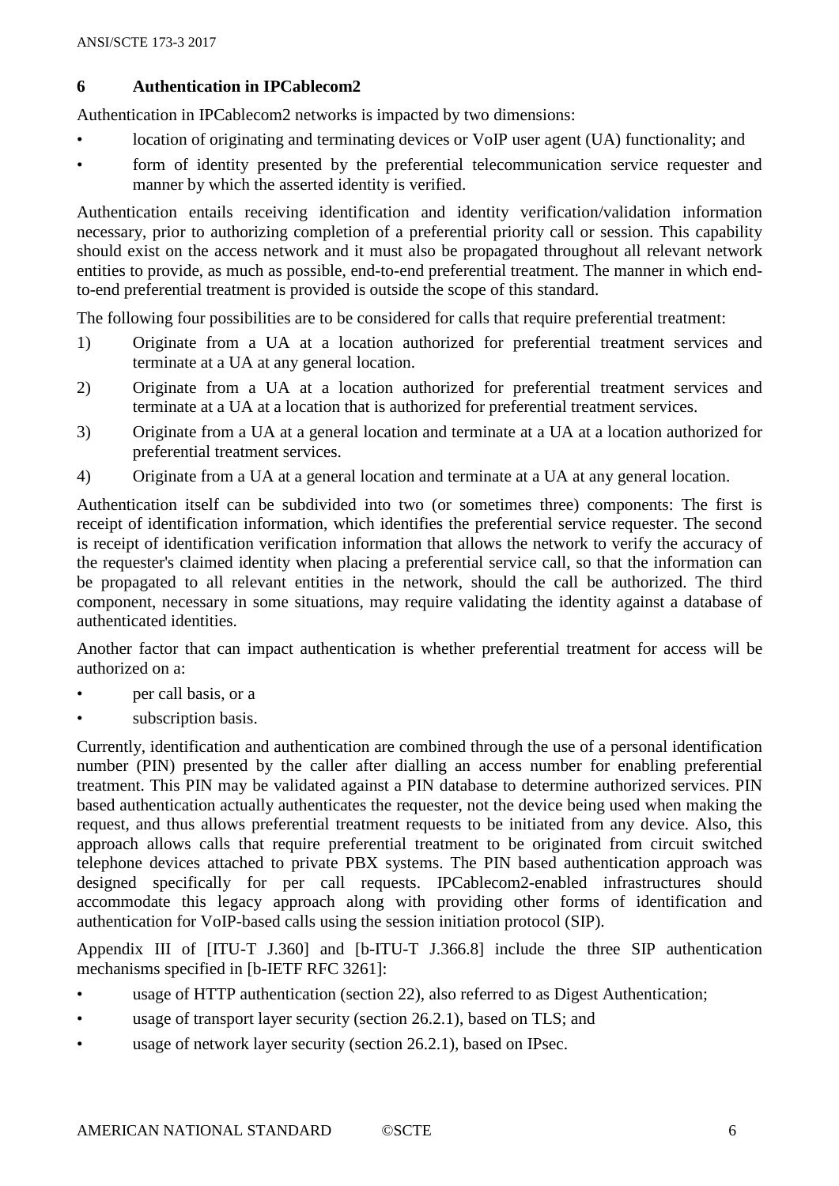## 6 Authentication in IPCablecom2

Authentication in IPCablecom2 networks is impacted by two dimensions:

- location of originating and terminating devices or VoIP user agent (UA) functionality; and
- form of identity presented by the preferential telecommunication service requester and manner by which the asserted identity is verified.

Authentication entails receiving identification and identity verification/validation information necessary, prior to authorizing completion of a preferential priority call or session. This capability should exist on the access network and it must also be propagated throughout all relevant network entities to provide, as much as possible, end-to-end preferential treatment. The manner in which end-to-end preferential treatment is provided is outside the scope of this standard.

The following four possibilities are to be considered for calls that require preferential treatment:

1) Originate from a UA at a location authorized for preferential treatment services and terminate at a UA at any general location.
2) Originate from a UA at a location authorized for preferential treatment services and terminate at a UA at a location that is authorized for preferential treatment services.
3) Originate from a UA at a general location and terminate at a UA at a location authorized for preferential treatment services.
4) Originate from a UA at a general location and terminate at a UA at any general location.

Authentication itself can be subdivided into two (or sometimes three) components: The first is receipt of identification information, which identifies the preferential service requester. The second is receipt of identification verification information that allows the network to verify the accuracy of the requester's claimed identity when placing a preferential service call, so that the information can be propagated to all relevant entities in the network, should the call be authorized. The third component, necessary in some situations, may require validating the identity against a database of authenticated identities.

Another factor that can impact authentication is whether preferential treatment for access will be authorized on a:

- per call basis, or a
- subscription basis.

Currently, identification and authentication are combined through the use of a personal identification number (PIN) presented by the caller after dialling an access number for enabling preferential treatment. This PIN may be validated against a PIN database to determine authorized services. PIN based authentication actually authenticates the requester, not the device being used when making the request, and thus allows preferential treatment requests to be initiated from any device. Also, this approach allows calls that require preferential treatment to be originated from circuit switched telephone devices attached to private PBX systems. The PIN based authentication approach was designed specifically for per call requests. IPCablecom2-enabled infrastructures should accommodate this legacy approach along with providing other forms of identification and authentication for VoIP-based calls using the session initiation protocol (SIP).

Appendix III of [ITU-T J.360] and [b-ITU-T J.366.8] include the three SIP authentication mechanisms specified in [b-IETF RFC 3261]:

- usage of HTTP authentication (section 22), also referred to as Digest Authentication;
- usage of transport layer security (section 26.2.1), based on TLS; and
- usage of network layer security (section 26.2.1), based on IPsec.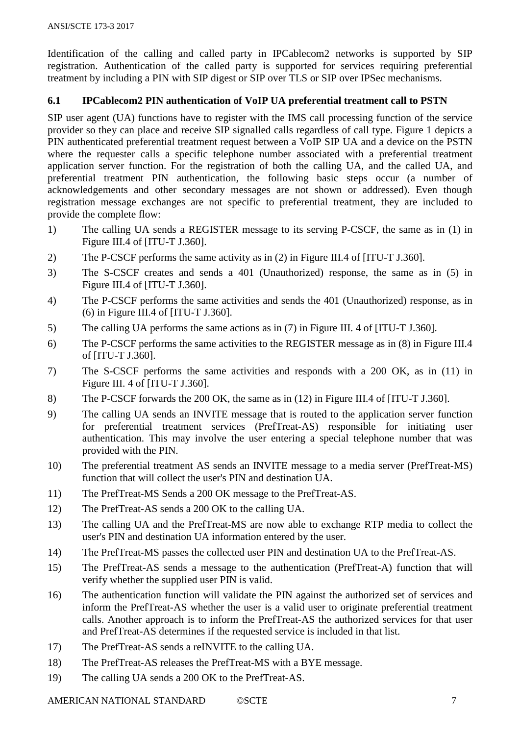Identification of the calling and called party in IPCablecom2 networks is supported by SIP registration. Authentication of the called party is supported for services requiring preferential treatment by including a PIN with SIP digest or SIP over TLS or SIP over IPSec mechanisms.

### 6.1 IPCablecom2 PIN authentication of VoIP UA preferential treatment call to PSTN

SIP user agent (UA) functions have to register with the IMS call processing function of the service provider so they can place and receive SIP signalled calls regardless of call type. Figure 1 depicts a PIN authenticated preferential treatment request between a VoIP SIP UA and a device on the PSTN where the requester calls a specific telephone number associated with a preferential treatment application server function. For the registration of both the calling UA, and the called UA, and preferential treatment PIN authentication, the following basic steps occur (a number of acknowledgements and other secondary messages are not shown or addressed). Even though registration message exchanges are not specific to preferential treatment, they are included to provide the complete flow:

1) The calling UA sends a REGISTER message to its serving P-CSCF, the same as in (1) in Figure III.4 of [ITU-T J.360].
2) The P-CSCF performs the same activity as in (2) in Figure III.4 of [ITU-T J.360].
3) The S-CSCF creates and sends a 401 (Unauthorized) response, the same as in (5) in Figure III.4 of [ITU-T J.360].
4) The P-CSCF performs the same activities and sends the 401 (Unauthorized) response, as in (6) in Figure III.4 of [ITU-T J.360].
5) The calling UA performs the same actions as in (7) in Figure III. 4 of [ITU-T J.360].
6) The P-CSCF performs the same activities to the REGISTER message as in (8) in Figure III.4 of [ITU-T J.360].
7) The S-CSCF performs the same activities and responds with a 200 OK, as in (11) in Figure III. 4 of [ITU-T J.360].
8) The P-CSCF forwards the 200 OK, the same as in (12) in Figure III.4 of [ITU-T J.360].
9) The calling UA sends an INVITE message that is routed to the application server function for preferential treatment services (PrefTreat-AS) responsible for initiating user authentication. This may involve the user entering a special telephone number that was provided with the PIN.
10) The preferential treatment AS sends an INVITE message to a media server (PrefTreat-MS) function that will collect the user's PIN and destination UA.
11) The PrefTreat-MS Sends a 200 OK message to the PrefTreat-AS.
12) The PrefTreat-AS sends a 200 OK to the calling UA.
13) The calling UA and the PrefTreat-MS are now able to exchange RTP media to collect the user's PIN and destination UA information entered by the user.
14) The PrefTreat-MS passes the collected user PIN and destination UA to the PrefTreat-AS.
15) The PrefTreat-AS sends a message to the authentication (PrefTreat-A) function that will verify whether the supplied user PIN is valid.
16) The authentication function will validate the PIN against the authorized set of services and inform the PrefTreat-AS whether the user is a valid user to originate preferential treatment calls. Another approach is to inform the PrefTreat-AS the authorized services for that user and PrefTreat-AS determines if the requested service is included in that list.
17) The PrefTreat-AS sends a reINVITE to the calling UA.
18) The PrefTreat-AS releases the PrefTreat-MS with a BYE message.
19) The calling UA sends a 200 OK to the PrefTreat-AS.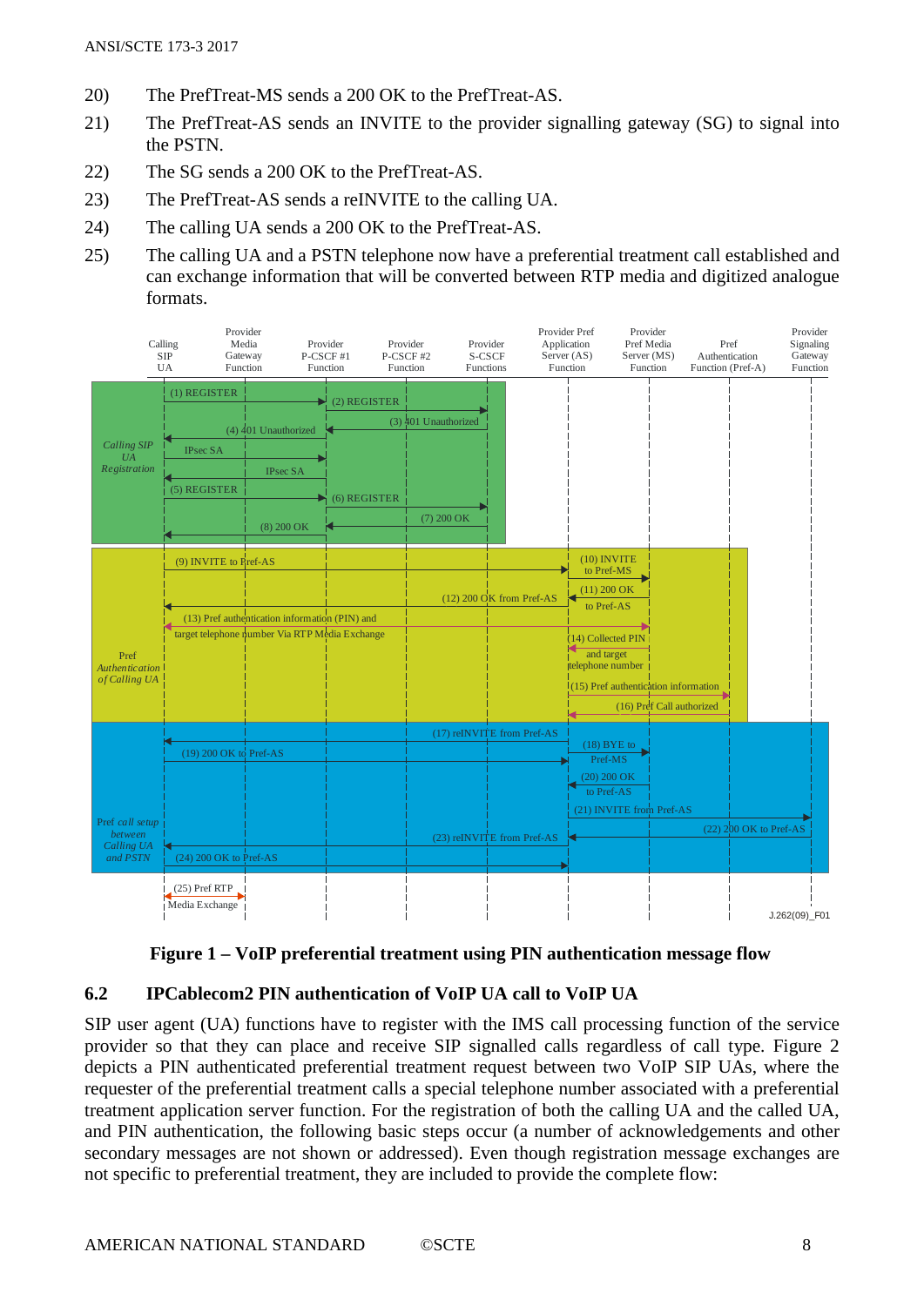20) The PrefTreat-MS sends a 200 OK to the PrefTreat-AS.

21) The PrefTreat-AS sends an INVITE to the provider signalling gateway (SG) to signal into the PSTN.

22) The SG sends a 200 OK to the PrefTreat-AS.

23) The PrefTreat-AS sends a reINVITE to the calling UA.

24) The calling UA sends a 200 OK to the PrefTreat-AS.

25) The calling UA and a PSTN telephone now have a preferential treatment call established and can exchange information that will be converted between RTP media and digitized analogue formats.

**Figure 1 – VoIP preferential treatment using PIN authentication message flow**

## 6.2 IPCablecom2 PIN authentication of VoIP UA call to VoIP UA

SIP user agent (UA) functions have to register with the IMS call processing function of the service provider so that they can place and receive SIP signalled calls regardless of call type. Figure 2 depicts a PIN authenticated preferential treatment request between two VoIP SIP UAs, where the requester of the preferential treatment calls a special telephone number associated with a preferential treatment application server function. For the registration of both the calling UA and the called UA, and PIN authentication, the following basic steps occur (a number of acknowledgements and other secondary messages are not shown or addressed). Even though registration message exchanges are not specific to preferential treatment, they are included to provide the complete flow: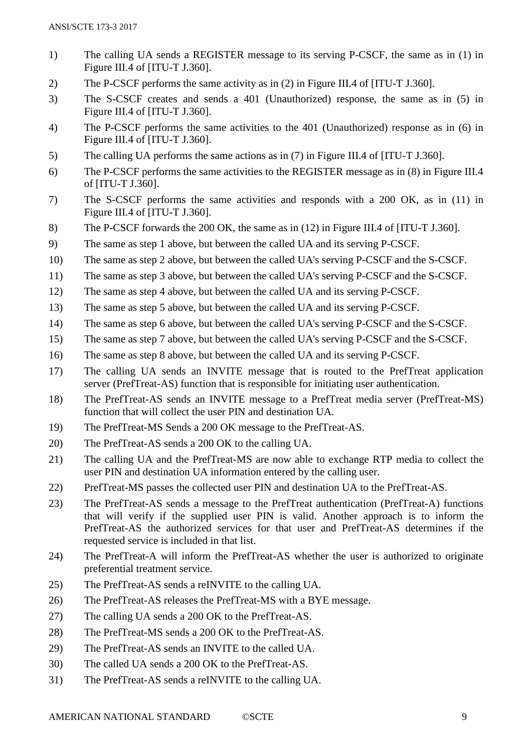1) The calling UA sends a REGISTER message to its serving P-CSCF, the same as in (1) in Figure III.4 of [ITU-T J.360].
2) The P-CSCF performs the same activity as in (2) in Figure III.4 of [ITU-T J.360].
3) The S-CSCF creates and sends a 401 (Unauthorized) response, the same as in (5) in Figure III.4 of [ITU-T J.360].
4) The P-CSCF performs the same activities to the 401 (Unauthorized) response as in (6) in Figure III.4 of [ITU-T J.360].
5) The calling UA performs the same actions as in (7) in Figure III.4 of [ITU-T J.360].
6) The P-CSCF performs the same activities to the REGISTER message as in (8) in Figure III.4 of [ITU-T J.360].
7) The S-CSCF performs the same activities and responds with a 200 OK, as in (11) in Figure III.4 of [ITU-T J.360].
8) The P-CSCF forwards the 200 OK, the same as in (12) in Figure III.4 of [ITU-T J.360].
9) The same as step 1 above, but between the called UA and its serving P-CSCF.
10) The same as step 2 above, but between the called UA's serving P-CSCF and the S-CSCF.
11) The same as step 3 above, but between the called UA's serving P-CSCF and the S-CSCF.
12) The same as step 4 above, but between the called UA and its serving P-CSCF.
13) The same as step 5 above, but between the called UA and its serving P-CSCF.
14) The same as step 6 above, but between the called UA's serving P-CSCF and the S-CSCF.
15) The same as step 7 above, but between the called UA's serving P-CSCF and the S-CSCF.
16) The same as step 8 above, but between the called UA and its serving P-CSCF.
17) The calling UA sends an INVITE message that is routed to the PrefTreat application server (PrefTreat-AS) function that is responsible for initiating user authentication.
18) The PrefTreat-AS sends an INVITE message to a PrefTreat media server (PrefTreat-MS) function that will collect the user PIN and destination UA.
19) The PrefTreat-MS Sends a 200 OK message to the PrefTreat-AS.
20) The PrefTreat-AS sends a 200 OK to the calling UA.
21) The calling UA and the PrefTreat-MS are now able to exchange RTP media to collect the user PIN and destination UA information entered by the calling user.
22) PrefTreat-MS passes the collected user PIN and destination UA to the PrefTreat-AS.
23) The PrefTreat-AS sends a message to the PrefTreat authentication (PrefTreat-A) functions that will verify if the supplied user PIN is valid. Another approach is to inform the PrefTreat-AS the authorized services for that user and PrefTreat-AS determines if the requested service is included in that list.
24) The PrefTreat-A will inform the PrefTreat-AS whether the user is authorized to originate preferential treatment service.
25) The PrefTreat-AS sends a reINVITE to the calling UA.
26) The PrefTreat-AS releases the PrefTreat-MS with a BYE message.
27) The calling UA sends a 200 OK to the PrefTreat-AS.
28) The PrefTreat-MS sends a 200 OK to the PrefTreat-AS.
29) The PrefTreat-AS sends an INVITE to the called UA.
30) The called UA sends a 200 OK to the PrefTreat-AS.
31) The PrefTreat-AS sends a reINVITE to the calling UA.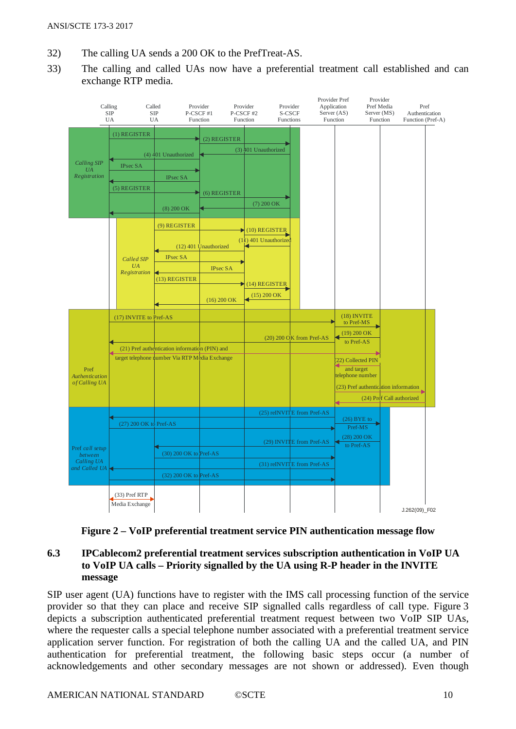32) The calling UA sends a 200 OK to the PrefTreat-AS.

33) The calling and called UAs now have a preferential treatment call established and can exchange RTP media.

**Figure 2 – VoIP preferential treatment service PIN authentication message flow**

## 6.3 IPCablecom2 preferential treatment services subscription authentication in VoIP UA to VoIP UA calls – Priority signalled by the UA using R-P header in the INVITE message

SIP user agent (UA) functions have to register with the IMS call processing function of the service provider so that they can place and receive SIP signalled calls regardless of call type. Figure 3 depicts a subscription authenticated preferential treatment request between two VoIP SIP UAs, where the requester calls a special telephone number associated with a preferential treatment service application server function. For registration of both the calling UA and the called UA, and PIN authentication for preferential treatment, the following basic steps occur (a number of acknowledgements and other secondary messages are not shown or addressed). Even though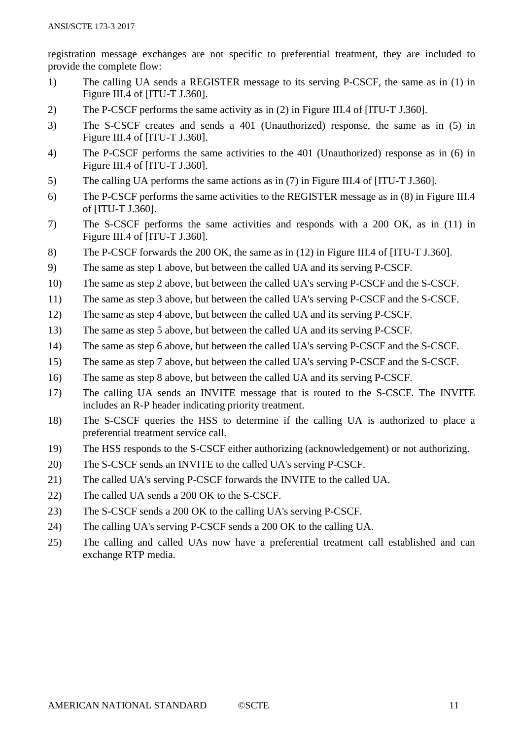registration message exchanges are not specific to preferential treatment, they are included to provide the complete flow:

1) The calling UA sends a REGISTER message to its serving P-CSCF, the same as in (1) in Figure III.4 of [ITU-T J.360].
2) The P-CSCF performs the same activity as in (2) in Figure III.4 of [ITU-T J.360].
3) The S-CSCF creates and sends a 401 (Unauthorized) response, the same as in (5) in Figure III.4 of [ITU-T J.360].
4) The P-CSCF performs the same activities to the 401 (Unauthorized) response as in (6) in Figure III.4 of [ITU-T J.360].
5) The calling UA performs the same actions as in (7) in Figure III.4 of [ITU-T J.360].
6) The P-CSCF performs the same activities to the REGISTER message as in (8) in Figure III.4 of [ITU-T J.360].
7) The S-CSCF performs the same activities and responds with a 200 OK, as in (11) in Figure III.4 of [ITU-T J.360].
8) The P-CSCF forwards the 200 OK, the same as in (12) in Figure III.4 of [ITU-T J.360].
9) The same as step 1 above, but between the called UA and its serving P-CSCF.
10) The same as step 2 above, but between the called UA's serving P-CSCF and the S-CSCF.
11) The same as step 3 above, but between the called UA's serving P-CSCF and the S-CSCF.
12) The same as step 4 above, but between the called UA and its serving P-CSCF.
13) The same as step 5 above, but between the called UA and its serving P-CSCF.
14) The same as step 6 above, but between the called UA's serving P-CSCF and the S-CSCF.
15) The same as step 7 above, but between the called UA's serving P-CSCF and the S-CSCF.
16) The same as step 8 above, but between the called UA and its serving P-CSCF.
17) The calling UA sends an INVITE message that is routed to the S-CSCF. The INVITE includes an R-P header indicating priority treatment.
18) The S-CSCF queries the HSS to determine if the calling UA is authorized to place a preferential treatment service call.
19) The HSS responds to the S-CSCF either authorizing (acknowledgement) or not authorizing.
20) The S-CSCF sends an INVITE to the called UA's serving P-CSCF.
21) The called UA's serving P-CSCF forwards the INVITE to the called UA.
22) The called UA sends a 200 OK to the S-CSCF.
23) The S-CSCF sends a 200 OK to the calling UA's serving P-CSCF.
24) The calling UA's serving P-CSCF sends a 200 OK to the calling UA.
25) The calling and called UAs now have a preferential treatment call established and can exchange RTP media.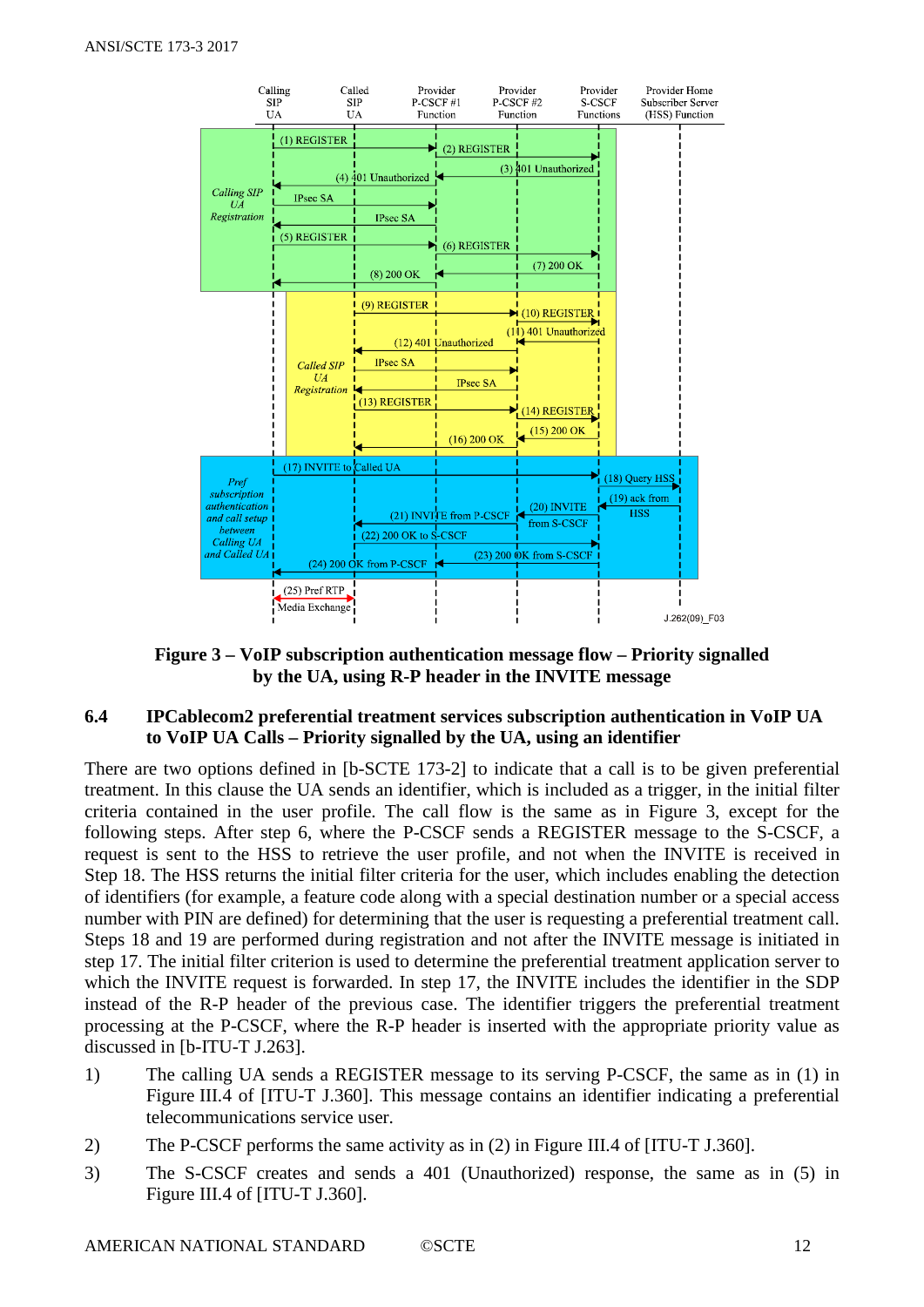**Figure 3 – VoIP subscription authentication message flow – Priority signalled by the UA, using R-P header in the INVITE message**

## 6.4 IPCablecom2 preferential treatment services subscription authentication in VoIP UA to VoIP UA Calls – Priority signalled by the UA, using an identifier

There are two options defined in [b-SCTE 173-2] to indicate that a call is to be given preferential treatment. In this clause the UA sends an identifier, which is included as a trigger, in the initial filter criteria contained in the user profile. The call flow is the same as in Figure 3, except for the following steps. After step 6, where the P-CSCF sends a REGISTER message to the S-CSCF, a request is sent to the HSS to retrieve the user profile, and not when the INVITE is received in Step 18. The HSS returns the initial filter criteria for the user, which includes enabling the detection of identifiers (for example, a feature code along with a special destination number or a special access number with PIN are defined) for determining that the user is requesting a preferential treatment call. Steps 18 and 19 are performed during registration and not after the INVITE message is initiated in step 17. The initial filter criterion is used to determine the preferential treatment application server to which the INVITE request is forwarded. In step 17, the INVITE includes the identifier in the SDP instead of the R-P header of the previous case. The identifier triggers the preferential treatment processing at the P-CSCF, where the R-P header is inserted with the appropriate priority value as discussed in [b-ITU-T J.263].

1) The calling UA sends a REGISTER message to its serving P-CSCF, the same as in (1) in Figure III.4 of [ITU-T J.360]. This message contains an identifier indicating a preferential telecommunications service user.
2) The P-CSCF performs the same activity as in (2) in Figure III.4 of [ITU-T J.360].
3) The S-CSCF creates and sends a 401 (Unauthorized) response, the same as in (5) in Figure III.4 of [ITU-T J.360].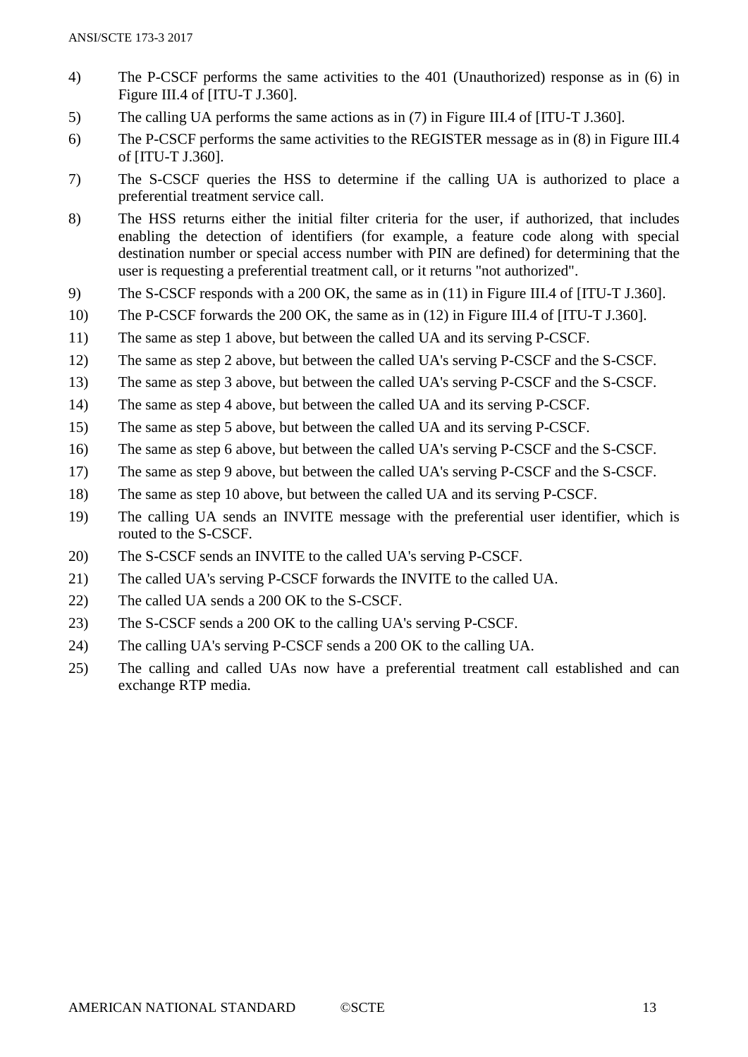4) The P-CSCF performs the same activities to the 401 (Unauthorized) response as in (6) in Figure III.4 of [ITU-T J.360].

5) The calling UA performs the same actions as in (7) in Figure III.4 of [ITU-T J.360].

6) The P-CSCF performs the same activities to the REGISTER message as in (8) in Figure III.4 of [ITU-T J.360].

7) The S-CSCF queries the HSS to determine if the calling UA is authorized to place a preferential treatment service call.

8) The HSS returns either the initial filter criteria for the user, if authorized, that includes enabling the detection of identifiers (for example, a feature code along with special destination number or special access number with PIN are defined) for determining that the user is requesting a preferential treatment call, or it returns "not authorized".

9) The S-CSCF responds with a 200 OK, the same as in (11) in Figure III.4 of [ITU-T J.360].

10) The P-CSCF forwards the 200 OK, the same as in (12) in Figure III.4 of [ITU-T J.360].

11) The same as step 1 above, but between the called UA and its serving P-CSCF.

12) The same as step 2 above, but between the called UA's serving P-CSCF and the S-CSCF.

13) The same as step 3 above, but between the called UA's serving P-CSCF and the S-CSCF.

14) The same as step 4 above, but between the called UA and its serving P-CSCF.

15) The same as step 5 above, but between the called UA and its serving P-CSCF.

16) The same as step 6 above, but between the called UA's serving P-CSCF and the S-CSCF.

17) The same as step 9 above, but between the called UA's serving P-CSCF and the S-CSCF.

18) The same as step 10 above, but between the called UA and its serving P-CSCF.

19) The calling UA sends an INVITE message with the preferential user identifier, which is routed to the S-CSCF.

20) The S-CSCF sends an INVITE to the called UA's serving P-CSCF.

21) The called UA's serving P-CSCF forwards the INVITE to the called UA.

22) The called UA sends a 200 OK to the S-CSCF.

23) The S-CSCF sends a 200 OK to the calling UA's serving P-CSCF.

24) The calling UA's serving P-CSCF sends a 200 OK to the calling UA.

25) The calling and called UAs now have a preferential treatment call established and can exchange RTP media.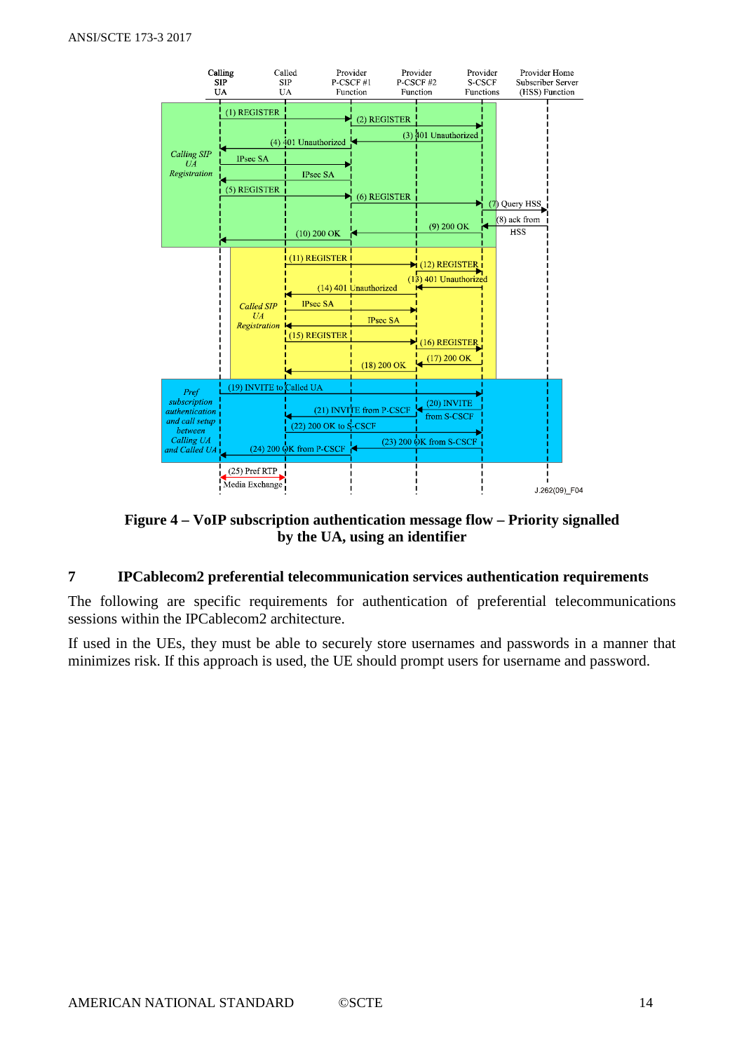**Figure 4 – VoIP subscription authentication message flow – Priority signalled by the UA, using an identifier**

## 7 IPCablecom2 preferential telecommunication services authentication requirements

The following are specific requirements for authentication of preferential telecommunications sessions within the IPCablecom2 architecture.

If used in the UEs, they must be able to securely store usernames and passwords in a manner that minimizes risk. If this approach is used, the UE should prompt users for username and password.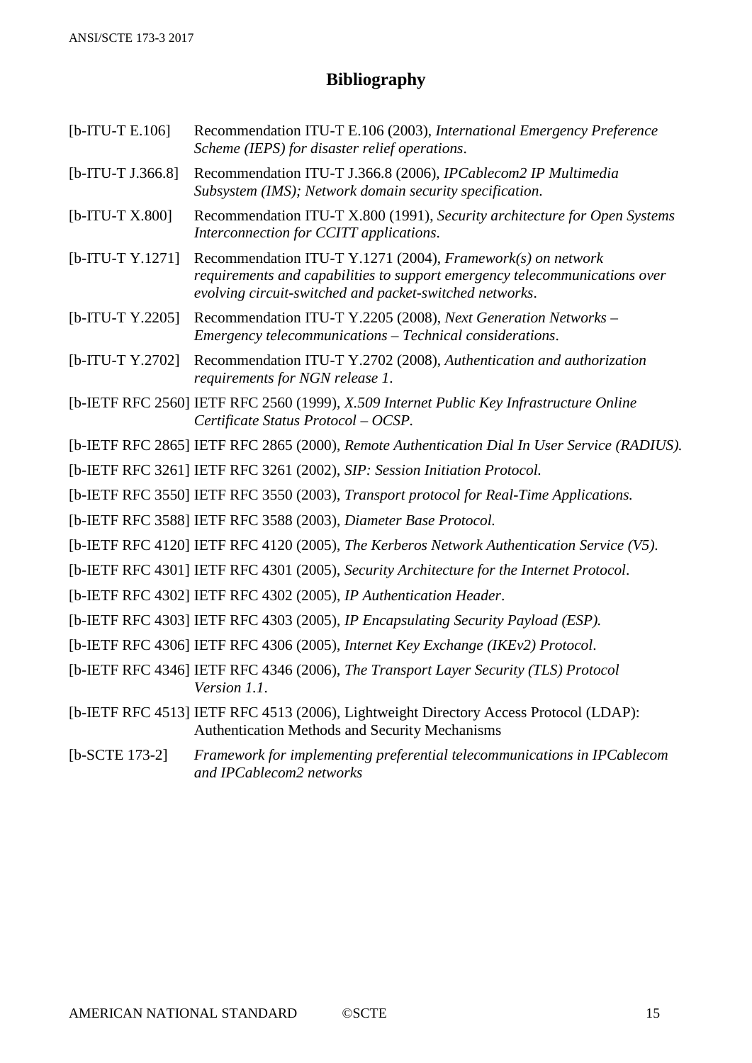# Bibliography

[b-ITU-T E.106] Recommendation ITU-T E.106 (2003), *International Emergency Preference Scheme (IEPS) for disaster relief operations*.

[b-ITU-T J.366.8] Recommendation ITU-T J.366.8 (2006), *IPCablecom2 IP Multimedia Subsystem (IMS); Network domain security specification.*

[b-ITU-T X.800] Recommendation ITU-T X.800 (1991), *Security architecture for Open Systems Interconnection for CCITT applications*.

[b-ITU-T Y.1271] Recommendation ITU-T Y.1271 (2004), *Framework(s) on network requirements and capabilities to support emergency telecommunications over evolving circuit-switched and packet-switched networks*.

[b-ITU-T Y.2205] Recommendation ITU-T Y.2205 (2008), *Next Generation Networks – Emergency telecommunications – Technical considerations*.

[b-ITU-T Y.2702] Recommendation ITU-T Y.2702 (2008), *Authentication and authorization requirements for NGN release 1*.

[b-IETF RFC 2560] IETF RFC 2560 (1999), *X.509 Internet Public Key Infrastructure Online Certificate Status Protocol – OCSP*.

[b-IETF RFC 2865] IETF RFC 2865 (2000), *Remote Authentication Dial In User Service (RADIUS).*

[b-IETF RFC 3261] IETF RFC 3261 (2002), *SIP: Session Initiation Protocol.*

[b-IETF RFC 3550] IETF RFC 3550 (2003), *Transport protocol for Real-Time Applications.*

[b-IETF RFC 3588] IETF RFC 3588 (2003), *Diameter Base Protocol.*

[b-IETF RFC 4120] IETF RFC 4120 (2005), *The Kerberos Network Authentication Service (V5)*.

[b-IETF RFC 4301] IETF RFC 4301 (2005), *Security Architecture for the Internet Protocol*.

[b-IETF RFC 4302] IETF RFC 4302 (2005), *IP Authentication Header*.

[b-IETF RFC 4303] IETF RFC 4303 (2005), *IP Encapsulating Security Payload (ESP).*

[b-IETF RFC 4306] IETF RFC 4306 (2005), *Internet Key Exchange (IKEv2) Protocol*.

[b-IETF RFC 4346] IETF RFC 4346 (2006), *The Transport Layer Security (TLS) Protocol Version 1.1*.

[b-IETF RFC 4513] IETF RFC 4513 (2006), Lightweight Directory Access Protocol (LDAP): Authentication Methods and Security Mechanisms

[b-SCTE 173-2] *Framework for implementing preferential telecommunications in IPCablecom and IPCablecom2 networks*